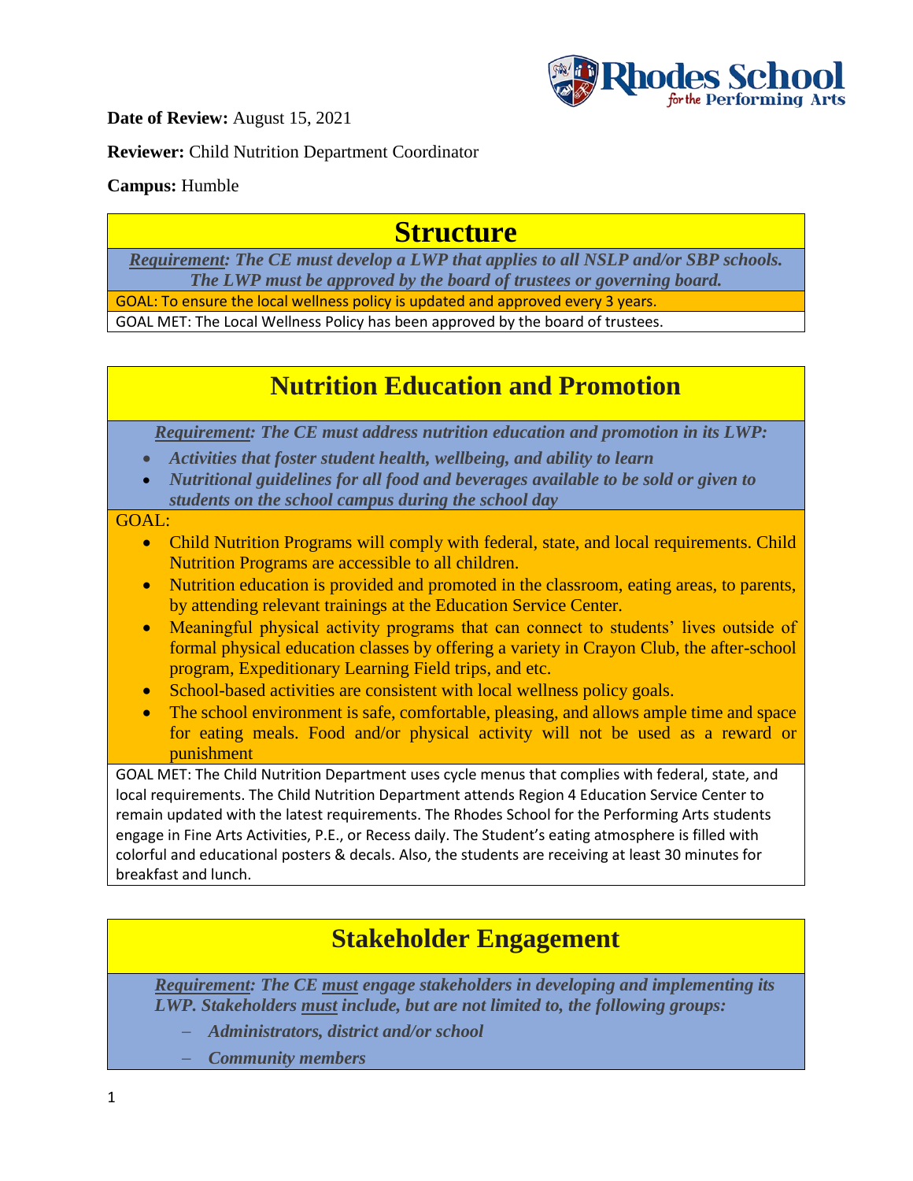**Date of Review:** August 15, 2021

**Reviewer:** Child Nutrition Department Coordinator

**Campus:** Humble

## Structure

***Requirement:*** ***The CE must develop a LWP that applies to all NSLP and/or SBP schools. The LWP must be approved by the board of trustees or governing board.***

GOAL: To ensure the local wellness policy is updated and approved every 3 years.

GOAL MET: The Local Wellness Policy has been approved by the board of trustees.

## Nutrition Education and Promotion

***Requirement:*** ***The CE must address nutrition education and promotion in its LWP:***

- ***Activities that foster student health, wellbeing, and ability to learn***
- ***Nutritional guidelines for all food and beverages available to be sold or given to students on the school campus during the school day***

GOAL:

- Child Nutrition Programs will comply with federal, state, and local requirements. Child Nutrition Programs are accessible to all children.
- Nutrition education is provided and promoted in the classroom, eating areas, to parents, by attending relevant trainings at the Education Service Center.
- Meaningful physical activity programs that can connect to students' lives outside of formal physical education classes by offering a variety in Crayon Club, the after-school program, Expeditionary Learning Field trips, and etc.
- School-based activities are consistent with local wellness policy goals.
- The school environment is safe, comfortable, pleasing, and allows ample time and space for eating meals. Food and/or physical activity will not be used as a reward or punishment

GOAL MET: The Child Nutrition Department uses cycle menus that complies with federal, state, and local requirements. The Child Nutrition Department attends Region 4 Education Service Center to remain updated with the latest requirements. The Rhodes School for the Performing Arts students engage in Fine Arts Activities, P.E., or Recess daily. The Student's eating atmosphere is filled with colorful and educational posters & decals. Also, the students are receiving at least 30 minutes for breakfast and lunch.

## Stakeholder Engagement

***Requirement:*** ***The CE must engage stakeholders in developing and implementing its LWP. Stakeholders must include, but are not limited to, the following groups:***

- ***Administrators, district and/or school***
- ***Community members***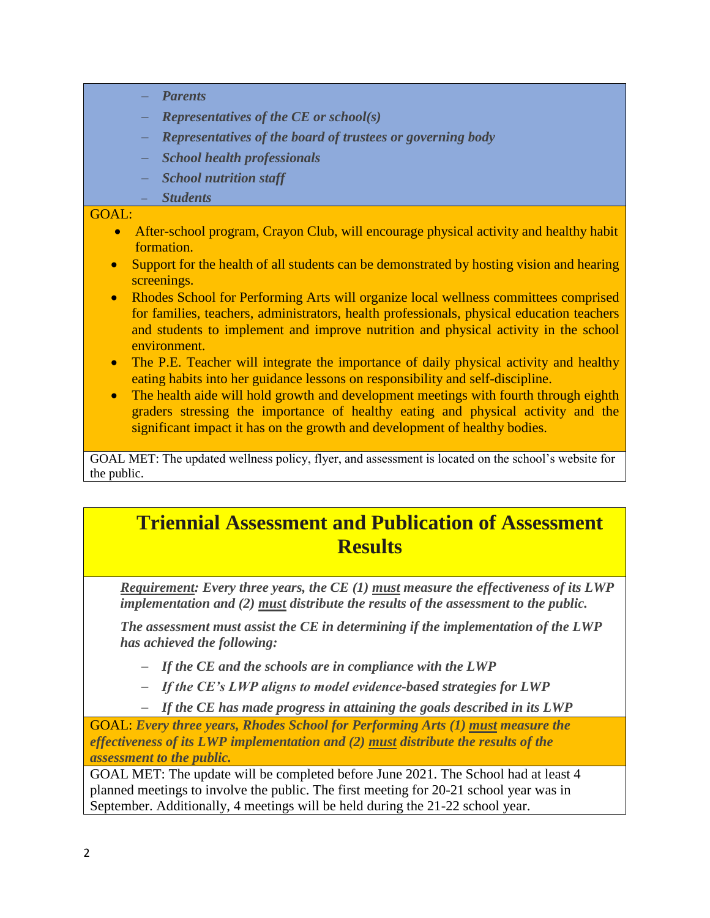- *Parents*
- *Representatives of the CE or school(s)*
- *Representatives of the board of trustees or governing body*
- *School health professionals*
- *School nutrition staff*
- *Students*

GOAL:

- After-school program, Crayon Club, will encourage physical activity and healthy habit formation.
- Support for the health of all students can be demonstrated by hosting vision and hearing screenings.
- Rhodes School for Performing Arts will organize local wellness committees comprised for families, teachers, administrators, health professionals, physical education teachers and students to implement and improve nutrition and physical activity in the school environment.
- The P.E. Teacher will integrate the importance of daily physical activity and healthy eating habits into her guidance lessons on responsibility and self-discipline.
- The health aide will hold growth and development meetings with fourth through eighth graders stressing the importance of healthy eating and physical activity and the significant impact it has on the growth and development of healthy bodies.

GOAL MET: The updated wellness policy, flyer, and assessment is located on the school's website for the public.

# Triennial Assessment and Publication of Assessment Results

***Requirement:*** ***Every three years, the CE (1) must measure the effectiveness of its LWP implementation and (2) must distribute the results of the assessment to the public.***

***The assessment must assist the CE in determining if the implementation of the LWP has achieved the following:***

- ***If the CE and the schools are in compliance with the LWP***
- ***If the CE's LWP aligns to model evidence-based strategies for LWP***
- ***If the CE has made progress in attaining the goals described in its LWP***

GOAL: ***Every three years, Rhodes School for Performing Arts (1) must measure the effectiveness of its LWP implementation and (2) must distribute the results of the assessment to the public.***

GOAL MET: The update will be completed before June 2021. The School had at least 4 planned meetings to involve the public. The first meeting for 20-21 school year was in September. Additionally, 4 meetings will be held during the 21-22 school year.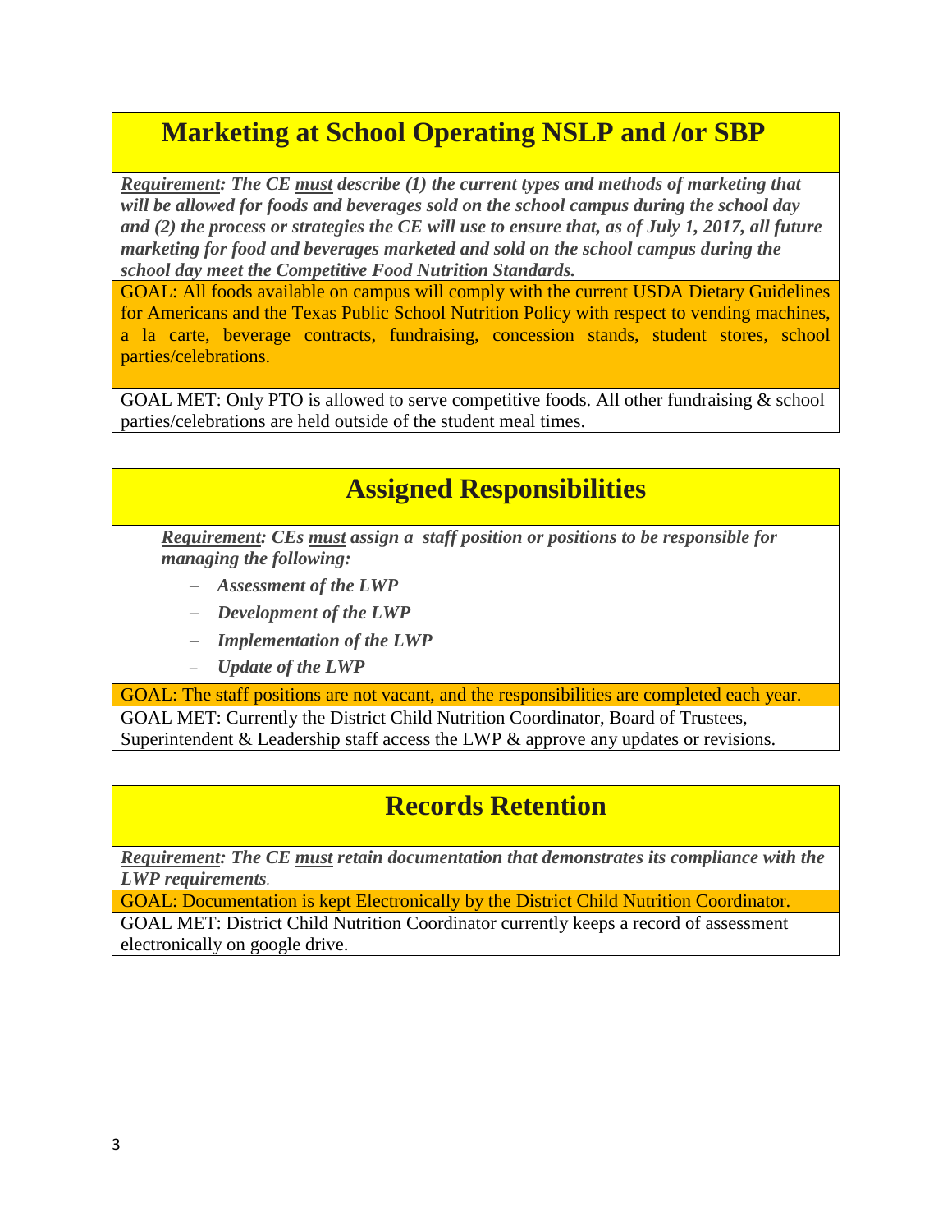## Marketing at School Operating NSLP and /or SBP

***Requirement**: The CE **must** describe (1) the current types and methods of marketing that will be allowed for foods and beverages sold on the school campus during the school day and (2) the process or strategies the CE will use to ensure that, as of July 1, 2017, all future marketing for food and beverages marketed and sold on the school campus during the school day meet the Competitive Food Nutrition Standards.*

GOAL: All foods available on campus will comply with the current USDA Dietary Guidelines for Americans and the Texas Public School Nutrition Policy with respect to vending machines, a la carte, beverage contracts, fundraising, concession stands, student stores, school parties/celebrations.

GOAL MET: Only PTO is allowed to serve competitive foods. All other fundraising & school parties/celebrations are held outside of the student meal times.

## Assigned Responsibilities

***Requirement**: CEs **must** assign a staff position or positions to be responsible for managing the following:*

- *Assessment of the LWP*
- *Development of the LWP*
- *Implementation of the LWP*
- *Update of the LWP*

GOAL: The staff positions are not vacant, and the responsibilities are completed each year.

GOAL MET: Currently the District Child Nutrition Coordinator, Board of Trustees, Superintendent & Leadership staff access the LWP & approve any updates or revisions.

## Records Retention

***Requirement**: The CE **must** retain documentation that demonstrates its compliance with the LWP requirements.*

GOAL: Documentation is kept Electronically by the District Child Nutrition Coordinator.

GOAL MET: District Child Nutrition Coordinator currently keeps a record of assessment electronically on google drive.